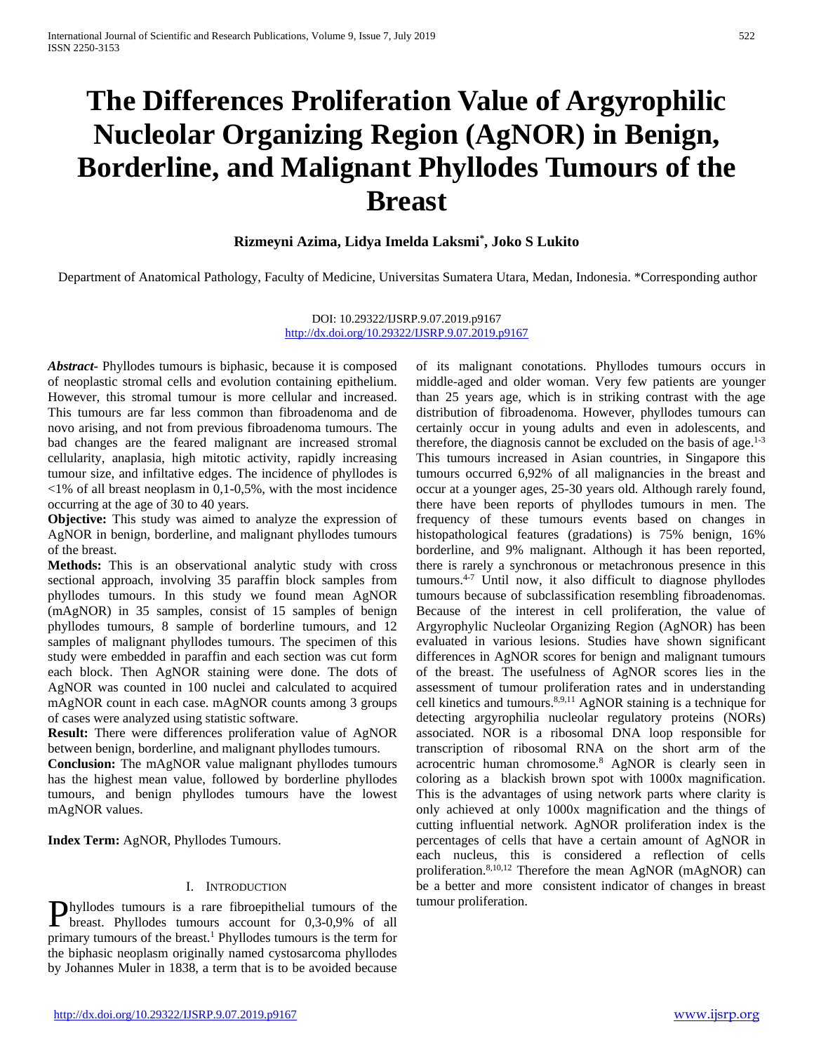# The Differences Proliferation Value of Argyrophilic Nucleolar Organizing Region (AgNOR) in Benign, Borderline, and Malignant Phyllodes Tumours of the Breast

**Rizmeyni Azima, Lidya Imelda Laksmi[*], Joko S Lukito**

Department of Anatomical Pathology, Faculty of Medicine, Universitas Sumatera Utara, Medan, Indonesia. *Corresponding author

DOI: 10.29322/IJSRP.9.07.2019.p9167
http://dx.doi.org/10.29322/IJSRP.9.07.2019.p9167

***Abstract-*** Phyllodes tumours is biphasic, because it is composed of neoplastic stromal cells and evolution containing epithelium. However, this stromal tumour is more cellular and increased. This tumours are far less common than fibroadenoma and de novo arising, and not from previous fibroadenoma tumours. The bad changes are the feared malignant are increased stromal cellularity, anaplasia, high mitotic activity, rapidly increasing tumour size, and infiltative edges. The incidence of phyllodes is <1% of all breast neoplasm in 0,1-0,5%, with the most incidence occurring at the age of 30 to 40 years.

**Objective:** This study was aimed to analyze the expression of AgNOR in benign, borderline, and malignant phyllodes tumours of the breast.

**Methods:** This is an observational analytic study with cross sectional approach, involving 35 paraffin block samples from phyllodes tumours. In this study we found mean AgNOR (mAgNOR) in 35 samples, consist of 15 samples of benign phyllodes tumours, 8 sample of borderline tumours, and 12 samples of malignant phyllodes tumours. The specimen of this study were embedded in paraffin and each section was cut form each block. Then AgNOR staining were done. The dots of AgNOR was counted in 100 nuclei and calculated to acquired mAgNOR count in each case. mAgNOR counts among 3 groups of cases were analyzed using statistic software.

**Result:** There were differences proliferation value of AgNOR between benign, borderline, and malignant phyllodes tumours.

**Conclusion:** The mAgNOR value malignant phyllodes tumours has the highest mean value, followed by borderline phyllodes tumours, and benign phyllodes tumours have the lowest mAgNOR values.

**Index Term:** AgNOR, Phyllodes Tumours.

## I. Introduction

Phyllodes tumours is a rare fibroepithelial tumours of the breast. Phyllodes tumours account for 0,3-0,9% of all primary tumours of the breast.[1] Phyllodes tumours is the term for the biphasic neoplasm originally named cystosarcoma phyllodes by Johannes Muler in 1838, a term that is to be avoided because of its malignant conotations. Phyllodes tumours occurs in middle-aged and older woman. Very few patients are younger than 25 years age, which is in striking contrast with the age distribution of fibroadenoma. However, phyllodes tumours can certainly occur in young adults and even in adolescents, and therefore, the diagnosis cannot be excluded on the basis of age.[1-3] This tumours increased in Asian countries, in Singapore this tumours occurred 6,92% of all malignancies in the breast and occur at a younger ages, 25-30 years old. Although rarely found, there have been reports of phyllodes tumours in men. The frequency of these tumours events based on changes in histopathological features (gradations) is 75% benign, 16% borderline, and 9% malignant. Although it has been reported, there is rarely a synchronous or metachronous presence in this tumours.[4-7] Until now, it also difficult to diagnose phyllodes tumours because of subclassification resembling fibroadenomas. Because of the interest in cell proliferation, the value of Argyrophylic Nucleolar Organizing Region (AgNOR) has been evaluated in various lesions. Studies have shown significant differences in AgNOR scores for benign and malignant tumours of the breast. The usefulness of AgNOR scores lies in the assessment of tumour proliferation rates and in understanding cell kinetics and tumours.[8,9,11] AgNOR staining is a technique for detecting argyrophilia nucleolar regulatory proteins (NORs) associated. NOR is a ribosomal DNA loop responsible for transcription of ribosomal RNA on the short arm of the acrocentric human chromosome.[8] AgNOR is clearly seen in coloring as a blackish brown spot with 1000x magnification. This is the advantages of using network parts where clarity is only achieved at only 1000x magnification and the things of cutting influential network. AgNOR proliferation index is the percentages of cells that have a certain amount of AgNOR in each nucleus, this is considered a reflection of cells proliferation.[8,10,12] Therefore the mean AgNOR (mAgNOR) can be a better and more consistent indicator of changes in breast tumour proliferation.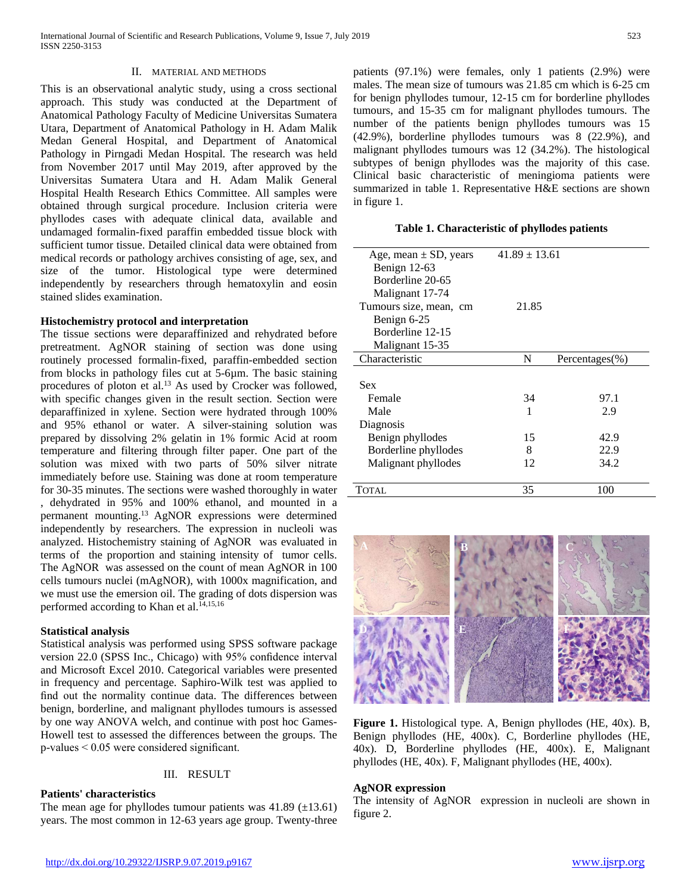## II. MATERIAL AND METHODS

This is an observational analytic study, using a cross sectional approach. This study was conducted at the Department of Anatomical Pathology Faculty of Medicine Universitas Sumatera Utara, Department of Anatomical Pathology in H. Adam Malik Medan General Hospital, and Department of Anatomical Pathology in Pirngadi Medan Hospital. The research was held from November 2017 until May 2019, after approved by the Universitas Sumatera Utara and H. Adam Malik General Hospital Health Research Ethics Committee. All samples were obtained through surgical procedure. Inclusion criteria were phyllodes cases with adequate clinical data, available and undamaged formalin-fixed paraffin embedded tissue block with sufficient tumor tissue. Detailed clinical data were obtained from medical records or pathology archives consisting of age, sex, and size of the tumor. Histological type were determined independently by researchers through hematoxylin and eosin stained slides examination.

### Histochemistry protocol and interpretation

The tissue sections were deparaffinized and rehydrated before pretreatment. AgNOR staining of section was done using routinely processed formalin-fixed, paraffin-embedded section from blocks in pathology files cut at 5-6μm. The basic staining procedures of ploton et al.[13] As used by Crocker was followed, with specific changes given in the result section. Section were deparaffinized in xylene. Section were hydrated through 100% and 95% ethanol or water. A silver-staining solution was prepared by dissolving 2% gelatin in 1% formic Acid at room temperature and filtering through filter paper. One part of the solution was mixed with two parts of 50% silver nitrate immediately before use. Staining was done at room temperature for 30-35 minutes. The sections were washed thoroughly in water , dehydrated in 95% and 100% ethanol, and mounted in a permanent mounting.[13] AgNOR expressions were determined independently by researchers. The expression in nucleoli was analyzed. Histochemistry staining of AgNOR was evaluated in terms of the proportion and staining intensity of tumor cells. The AgNOR was assessed on the count of mean AgNOR in 100 cells tumours nuclei (mAgNOR), with 1000x magnification, and we must use the emersion oil. The grading of dots dispersion was performed according to Khan et al.[14,15,16]

### Statistical analysis

Statistical analysis was performed using SPSS software package version 22.0 (SPSS Inc., Chicago) with 95% confidence interval and Microsoft Excel 2010. Categorical variables were presented in frequency and percentage. Saphiro-Wilk test was applied to find out the normality continue data. The differences between benign, borderline, and malignant phyllodes tumours is assessed by one way ANOVA welch, and continue with post hoc Games-Howell test to assessed the differences between the groups. The p-values < 0.05 were considered significant.

## III. RESULT

### Patients' characteristics

The mean age for phyllodes tumour patients was 41.89 (±13.61) years. The most common in 12-63 years age group. Twenty-three patients (97.1%) were females, only 1 patients (2.9%) were males. The mean size of tumours was 21.85 cm which is 6-25 cm for benign phyllodes tumour, 12-15 cm for borderline phyllodes tumours, and 15-35 cm for malignant phyllodes tumours. The number of the patients benign phyllodes tumours was 15 (42.9%), borderline phyllodes tumours was 8 (22.9%), and malignant phyllodes tumours was 12 (34.2%). The histological subtypes of benign phyllodes was the majority of this case. Clinical basic characteristic of meningioma patients were summarized in table 1. Representative H&E sections are shown in figure 1.

**Table 1. Characteristic of phyllodes patients**

| | | |
|---|---|---|
| Age, mean ± SD, years | 41.89 ± 13.61 | |
| Benign 12-63 | | |
| Borderline 20-65 | | |
| Malignant 17-74 | | |
| Tumours size, mean, cm | 21.85 | |
| Benign 6-25 | | |
| Borderline 12-15 | | |
| Malignant 15-35 | | |
| **Characteristic** | **N** | **Percentages(%)** |
| Sex | | |
| Female | 34 | 97.1 |
| Male | 1 | 2.9 |
| Diagnosis | | |
| Benign phyllodes | 15 | 42.9 |
| Borderline phyllodes | 8 | 22.9 |
| Malignant phyllodes | 12 | 34.2 |
| TOTAL | 35 | 100 |

**Figure 1.** Histological type. A, Benign phyllodes (HE, 40x). B, Benign phyllodes (HE, 400x). C, Borderline phyllodes (HE, 40x). D, Borderline phyllodes (HE, 400x). E, Malignant phyllodes (HE, 40x). F, Malignant phyllodes (HE, 400x).

### AgNOR expression

The intensity of AgNOR expression in nucleoli are shown in figure 2.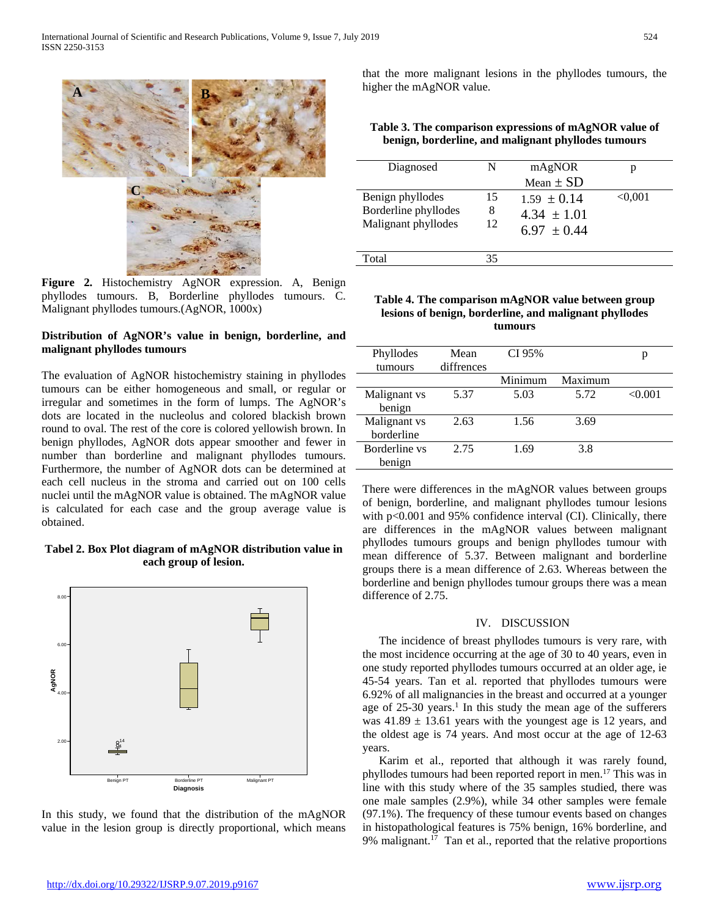**Figure 2.** Histochemistry AgNOR expression. A, Benign phyllodes tumours. B, Borderline phyllodes tumours. C. Malignant phyllodes tumours.(AgNOR, 1000x)

**Distribution of AgNOR's value in benign, borderline, and malignant phyllodes tumours**

The evaluation of AgNOR histochemistry staining in phyllodes tumours can be either homogeneous and small, or regular or irregular and sometimes in the form of lumps. The AgNOR's dots are located in the nucleolus and colored blackish brown round to oval. The rest of the core is colored yellowish brown. In benign phyllodes, AgNOR dots appear smoother and fewer in number than borderline and malignant phyllodes tumours. Furthermore, the number of AgNOR dots can be determined at each cell nucleus in the stroma and carried out on 100 cells nuclei until the mAgNOR value is obtained. The mAgNOR value is calculated for each case and the group average value is obtained.

**Tabel 2. Box Plot diagram of mAgNOR distribution value in each group of lesion.**

In this study, we found that the distribution of the mAgNOR value in the lesion group is directly proportional, which means that the more malignant lesions in the phyllodes tumours, the higher the mAgNOR value.

**Table 3. The comparison expressions of mAgNOR value of benign, borderline, and malignant phyllodes tumours**

| Diagnosed | N | mAgNOR Mean ± SD | p |
|---|---|---|---|
| Benign phyllodes | 15 | 1.59 ± 0.14 | <0,001 |
| Borderline phyllodes | 8 | 4.34 ± 1.01 | |
| Malignant phyllodes | 12 | 6.97 ± 0.44 | |
| Total | 35 | | |

**Table 4. The comparison mAgNOR value between group lesions of benign, borderline, and malignant phyllodes tumours**

| Phyllodes tumours | Mean diffrences | CI 95% | | p |
|---|---|---|---|---|
| | | Minimum | Maximum | |
| Malignant vs benign | 5.37 | 5.03 | 5.72 | <0.001 |
| Malignant vs borderline | 2.63 | 1.56 | 3.69 | |
| Borderline vs benign | 2.75 | 1.69 | 3.8 | |

There were differences in the mAgNOR values between groups of benign, borderline, and malignant phyllodes tumour lesions with p<0.001 and 95% confidence interval (CI). Clinically, there are differences in the mAgNOR values between malignant phyllodes tumours groups and benign phyllodes tumour with mean difference of 5.37. Between malignant and borderline groups there is a mean difference of 2.63. Whereas between the borderline and benign phyllodes tumour groups there was a mean difference of 2.75.

## IV. DISCUSSION

The incidence of breast phyllodes tumours is very rare, with the most incidence occurring at the age of 30 to 40 years, even in one study reported phyllodes tumours occurred at an older age, ie 45-54 years. Tan et al. reported that phyllodes tumours were 6.92% of all malignancies in the breast and occurred at a younger age of 25-30 years.[1] In this study the mean age of the sufferers was 41.89 ± 13.61 years with the youngest age is 12 years, and the oldest age is 74 years. And most occur at the age of 12-63 years.

Karim et al., reported that although it was rarely found, phyllodes tumours had been reported report in men.[17] This was in line with this study where of the 35 samples studied, there was one male samples (2.9%), while 34 other samples were female (97.1%). The frequency of these tumour events based on changes in histopathological features is 75% benign, 16% borderline, and 9% malignant.[17] Tan et al., reported that the relative proportions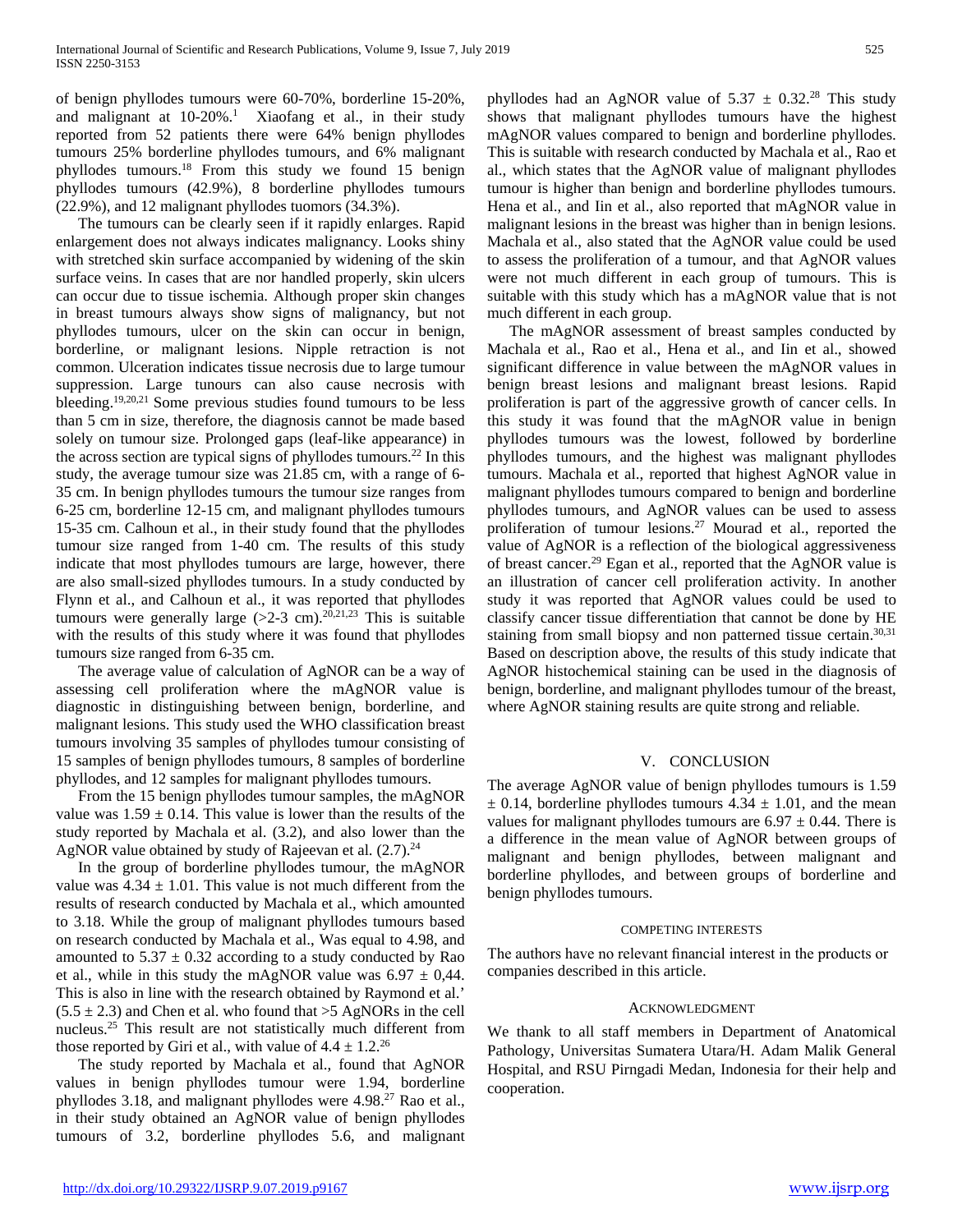of benign phyllodes tumours were 60-70%, borderline 15-20%, and malignant at 10-20%.[1] Xiaofang et al., in their study reported from 52 patients there were 64% benign phyllodes tumours 25% borderline phyllodes tumours, and 6% malignant phyllodes tumours.[18] From this study we found 15 benign phyllodes tumours (42.9%), 8 borderline phyllodes tumours (22.9%), and 12 malignant phyllodes tuomors (34.3%).

The tumours can be clearly seen if it rapidly enlarges. Rapid enlargement does not always indicates malignancy. Looks shiny with stretched skin surface accompanied by widening of the skin surface veins. In cases that are nor handled properly, skin ulcers can occur due to tissue ischemia. Although proper skin changes in breast tumours always show signs of malignancy, but not phyllodes tumours, ulcer on the skin can occur in benign, borderline, or malignant lesions. Nipple retraction is not common. Ulceration indicates tissue necrosis due to large tumour suppression. Large tunours can also cause necrosis with bleeding.[19,20,21] Some previous studies found tumours to be less than 5 cm in size, therefore, the diagnosis cannot be made based solely on tumour size. Prolonged gaps (leaf-like appearance) in the across section are typical signs of phyllodes tumours.[22] In this study, the average tumour size was 21.85 cm, with a range of 6-35 cm. In benign phyllodes tumours the tumour size ranges from 6-25 cm, borderline 12-15 cm, and malignant phyllodes tumours 15-35 cm. Calhoun et al., in their study found that the phyllodes tumour size ranged from 1-40 cm. The results of this study indicate that most phyllodes tumours are large, however, there are also small-sized phyllodes tumours. In a study conducted by Flynn et al., and Calhoun et al., it was reported that phyllodes tumours were generally large (>2-3 cm).[20,21,23] This is suitable with the results of this study where it was found that phyllodes tumours size ranged from 6-35 cm.

The average value of calculation of AgNOR can be a way of assessing cell proliferation where the mAgNOR value is diagnostic in distinguishing between benign, borderline, and malignant lesions. This study used the WHO classification breast tumours involving 35 samples of phyllodes tumour consisting of 15 samples of benign phyllodes tumours, 8 samples of borderline phyllodes, and 12 samples for malignant phyllodes tumours.

From the 15 benign phyllodes tumour samples, the mAgNOR value was $1.59 \pm 0.14$. This value is lower than the results of the study reported by Machala et al. (3.2), and also lower than the AgNOR value obtained by study of Rajeevan et al. (2.7).[24]

In the group of borderline phyllodes tumour, the mAgNOR value was $4.34 \pm 1.01$. This value is not much different from the results of research conducted by Machala et al., which amounted to 3.18. While the group of malignant phyllodes tumours based on research conducted by Machala et al., Was equal to 4.98, and amounted to $5.37 \pm 0.32$ according to a study conducted by Rao et al., while in this study the mAgNOR value was $6.97 \pm 0{,}44$. This is also in line with the research obtained by Raymond et al.' $(5.5 \pm 2.3)$ and Chen et al. who found that >5 AgNORs in the cell nucleus.[25] This result are not statistically much different from those reported by Giri et al., with value of $4.4 \pm 1.2$.[26]

The study reported by Machala et al., found that AgNOR values in benign phyllodes tumour were 1.94, borderline phyllodes 3.18, and malignant phyllodes were 4.98.[27] Rao et al., in their study obtained an AgNOR value of benign phyllodes tumours of 3.2, borderline phyllodes 5.6, and malignant phyllodes had an AgNOR value of $5.37 \pm 0.32$.[28] This study shows that malignant phyllodes tumours have the highest mAgNOR values compared to benign and borderline phyllodes. This is suitable with research conducted by Machala et al., Rao et al., which states that the AgNOR value of malignant phyllodes tumour is higher than benign and borderline phyllodes tumours. Hena et al., and Iin et al., also reported that mAgNOR value in malignant lesions in the breast was higher than in benign lesions. Machala et al., also stated that the AgNOR value could be used to assess the proliferation of a tumour, and that AgNOR values were not much different in each group of tumours. This is suitable with this study which has a mAgNOR value that is not much different in each group.

The mAgNOR assessment of breast samples conducted by Machala et al., Rao et al., Hena et al., and Iin et al., showed significant difference in value between the mAgNOR values in benign breast lesions and malignant breast lesions. Rapid proliferation is part of the aggressive growth of cancer cells. In this study it was found that the mAgNOR value in benign phyllodes tumours was the lowest, followed by borderline phyllodes tumours, and the highest was malignant phyllodes tumours. Machala et al., reported that highest AgNOR value in malignant phyllodes tumours compared to benign and borderline phyllodes tumours, and AgNOR values can be used to assess proliferation of tumour lesions.[27] Mourad et al., reported the value of AgNOR is a reflection of the biological aggressiveness of breast cancer.[29] Egan et al., reported that the AgNOR value is an illustration of cancer cell proliferation activity. In another study it was reported that AgNOR values could be used to classify cancer tissue differentiation that cannot be done by HE staining from small biopsy and non patterned tissue certain.[30,31] Based on description above, the results of this study indicate that AgNOR histochemical staining can be used in the diagnosis of benign, borderline, and malignant phyllodes tumour of the breast, where AgNOR staining results are quite strong and reliable.

## V. Conclusion

The average AgNOR value of benign phyllodes tumours is 1.59 $\pm$ 0.14, borderline phyllodes tumours $4.34 \pm 1.01$, and the mean values for malignant phyllodes tumours are $6.97 \pm 0.44$. There is a difference in the mean value of AgNOR between groups of malignant and benign phyllodes, between malignant and borderline phyllodes, and between groups of borderline and benign phyllodes tumours.

### Competing Interests

The authors have no relevant financial interest in the products or companies described in this article.

### Acknowledgment

We thank to all staff members in Department of Anatomical Pathology, Universitas Sumatera Utara/H. Adam Malik General Hospital, and RSU Pirngadi Medan, Indonesia for their help and cooperation.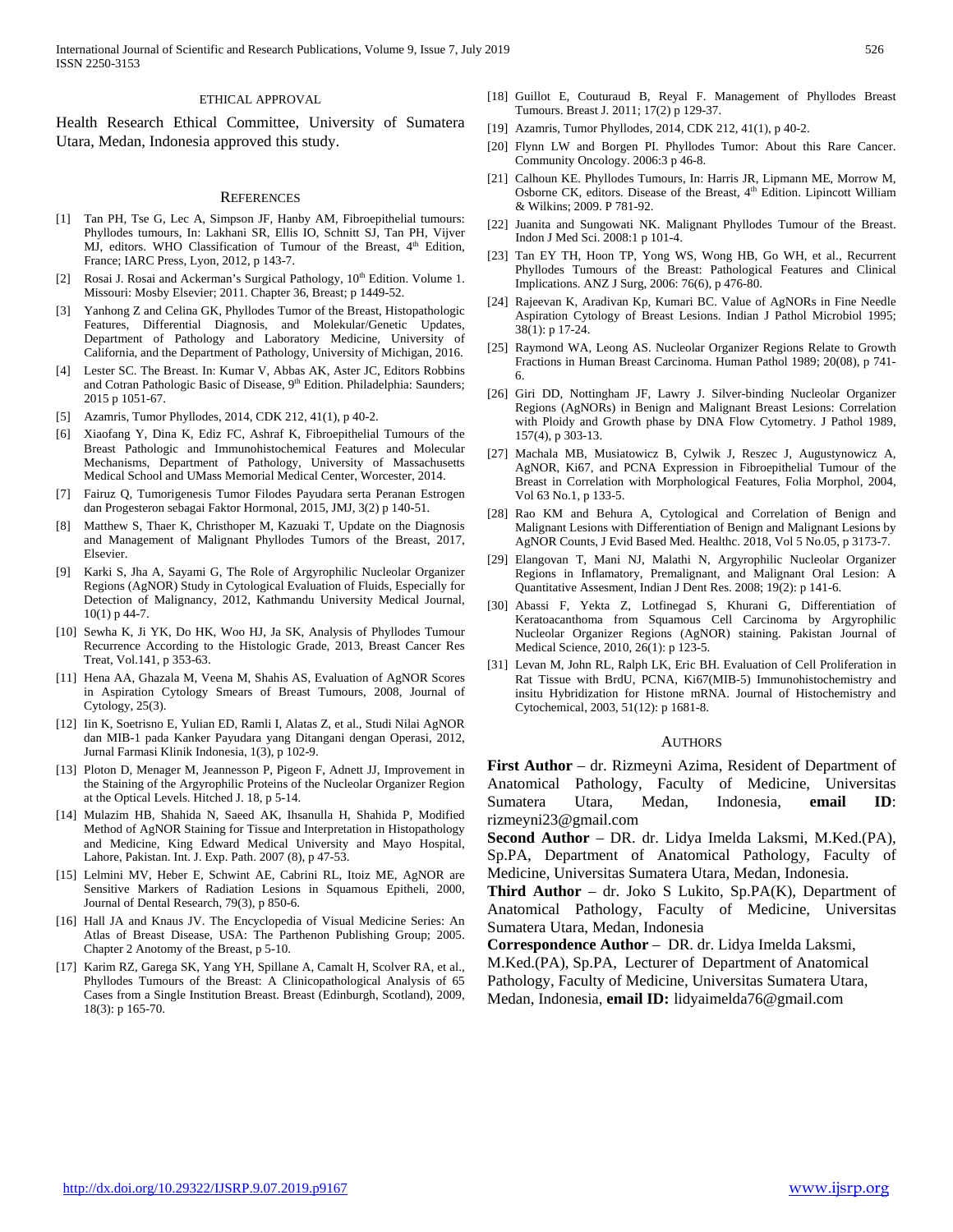## ETHICAL APPROVAL

Health Research Ethical Committee, University of Sumatera Utara, Medan, Indonesia approved this study.

## REFERENCES

[1] Tan PH, Tse G, Lec A, Simpson JF, Hanby AM, Fibroepithelial tumours: Phyllodes tumours, In: Lakhani SR, Ellis IO, Schnitt SJ, Tan PH, Vijver MJ, editors. WHO Classification of Tumour of the Breast, 4th Edition, France; IARC Press, Lyon, 2012, p 143-7.

[2] Rosai J. Rosai and Ackerman's Surgical Pathology, 10th Edition. Volume 1. Missouri: Mosby Elsevier; 2011. Chapter 36, Breast; p 1449-52.

[3] Yanhong Z and Celina GK, Phyllodes Tumor of the Breast, Histopathologic Features, Differential Diagnosis, and Molekular/Genetic Updates, Department of Pathology and Laboratory Medicine, University of California, and the Department of Pathology, University of Michigan, 2016.

[4] Lester SC. The Breast. In: Kumar V, Abbas AK, Aster JC, Editors Robbins and Cotran Pathologic Basic of Disease, 9th Edition. Philadelphia: Saunders; 2015 p 1051-67.

[5] Azamris, Tumor Phyllodes, 2014, CDK 212, 41(1), p 40-2.

[6] Xiaofang Y, Dina K, Ediz FC, Ashraf K, Fibroepithelial Tumours of the Breast Pathologic and Immunohistochemical Features and Molecular Mechanisms, Department of Pathology, University of Massachusetts Medical School and UMass Memorial Medical Center, Worcester, 2014.

[7] Fairuz Q, Tumorigenesis Tumor Filodes Payudara serta Peranan Estrogen dan Progesteron sebagai Faktor Hormonal, 2015, JMJ, 3(2) p 140-51.

[8] Matthew S, Thaer K, Christhoper M, Kazuaki T, Update on the Diagnosis and Management of Malignant Phyllodes Tumors of the Breast, 2017, Elsevier.

[9] Karki S, Jha A, Sayami G, The Role of Argyrophilic Nucleolar Organizer Regions (AgNOR) Study in Cytological Evaluation of Fluids, Especially for Detection of Malignancy, 2012, Kathmandu University Medical Journal, 10(1) p 44-7.

[10] Sewha K, Ji YK, Do HK, Woo HJ, Ja SK, Analysis of Phyllodes Tumour Recurrence According to the Histologic Grade, 2013, Breast Cancer Res Treat, Vol.141, p 353-63.

[11] Hena AA, Ghazala M, Veena M, Shahis AS, Evaluation of AgNOR Scores in Aspiration Cytology Smears of Breast Tumours, 2008, Journal of Cytology, 25(3).

[12] Iin K, Soetrisno E, Yulian ED, Ramli I, Alatas Z, et al., Studi Nilai AgNOR dan MIB-1 pada Kanker Payudara yang Ditangani dengan Operasi, 2012, Jurnal Farmasi Klinik Indonesia, 1(3), p 102-9.

[13] Ploton D, Menager M, Jeannesson P, Pigeon F, Adnett JJ, Improvement in the Staining of the Argyrophilic Proteins of the Nucleolar Organizer Region at the Optical Levels. Hitched J. 18, p 5-14.

[14] Mulazim HB, Shahida N, Saeed AK, Ihsanulla H, Shahida P, Modified Method of AgNOR Staining for Tissue and Interpretation in Histopathology and Medicine, King Edward Medical University and Mayo Hospital, Lahore, Pakistan. Int. J. Exp. Path. 2007 (8), p 47-53.

[15] Lelmini MV, Heber E, Schwint AE, Cabrini RL, Itoiz ME, AgNOR are Sensitive Markers of Radiation Lesions in Squamous Epitheli, 2000, Journal of Dental Research, 79(3), p 850-6.

[16] Hall JA and Knaus JV. The Encyclopedia of Visual Medicine Series: An Atlas of Breast Disease, USA: The Parthenon Publishing Group; 2005. Chapter 2 Anotomy of the Breast, p 5-10.

[17] Karim RZ, Garega SK, Yang YH, Spillane A, Camalt H, Scolver RA, et al., Phyllodes Tumours of the Breast: A Clinicopathological Analysis of 65 Cases from a Single Institution Breast. Breast (Edinburgh, Scotland), 2009, 18(3): p 165-70.

[18] Guillot E, Couturaud B, Reyal F. Management of Phyllodes Breast Tumours. Breast J. 2011; 17(2) p 129-37.

[19] Azamris, Tumor Phyllodes, 2014, CDK 212, 41(1), p 40-2.

[20] Flynn LW and Borgen PI. Phyllodes Tumor: About this Rare Cancer. Community Oncology. 2006:3 p 46-8.

[21] Calhoun KE. Phyllodes Tumours, In: Harris JR, Lipmann ME, Morrow M, Osborne CK, editors. Disease of the Breast, 4th Edition. Lipincott William & Wilkins; 2009. P 781-92.

[22] Juanita and Sungowati NK. Malignant Phyllodes Tumour of the Breast. Indon J Med Sci. 2008:1 p 101-4.

[23] Tan EY TH, Hoon TP, Yong WS, Wong HB, Go WH, et al., Recurrent Phyllodes Tumours of the Breast: Pathological Features and Clinical Implications. ANZ J Surg, 2006: 76(6), p 476-80.

[24] Rajeevan K, Aradivan Kp, Kumari BC. Value of AgNORs in Fine Needle Aspiration Cytology of Breast Lesions. Indian J Pathol Microbiol 1995; 38(1): p 17-24.

[25] Raymond WA, Leong AS. Nucleolar Organizer Regions Relate to Growth Fractions in Human Breast Carcinoma. Human Pathol 1989; 20(08), p 741-6.

[26] Giri DD, Nottingham JF, Lawry J. Silver-binding Nucleolar Organizer Regions (AgNORs) in Benign and Malignant Breast Lesions: Correlation with Ploidy and Growth phase by DNA Flow Cytometry. J Pathol 1989, 157(4), p 303-13.

[27] Machala MB, Musiatowicz B, Cylwik J, Reszec J, Augustynowicz A, AgNOR, Ki67, and PCNA Expression in Fibroepithelial Tumour of the Breast in Correlation with Morphological Features, Folia Morphol, 2004, Vol 63 No.1, p 133-5.

[28] Rao KM and Behura A, Cytological and Correlation of Benign and Malignant Lesions with Differentiation of Benign and Malignant Lesions by AgNOR Counts, J Evid Based Med. Healthc. 2018, Vol 5 No.05, p 3173-7.

[29] Elangovan T, Mani NJ, Malathi N, Argyrophilic Nucleolar Organizer Regions in Inflamatory, Premalignant, and Malignant Oral Lesion: A Quantitative Assesment, Indian J Dent Res. 2008; 19(2): p 141-6.

[30] Abassi F, Yekta Z, Lotfinegad S, Khurani G, Differentiation of Keratoacanthoma from Squamous Cell Carcinoma by Argyrophilic Nucleolar Organizer Regions (AgNOR) staining. Pakistan Journal of Medical Science, 2010, 26(1): p 123-5.

[31] Levan M, John RL, Ralph LK, Eric BH. Evaluation of Cell Proliferation in Rat Tissue with BrdU, PCNA, Ki67(MIB-5) Immunohistochemistry and insitu Hybridization for Histone mRNA. Journal of Histochemistry and Cytochemical, 2003, 51(12): p 1681-8.

## AUTHORS

**First Author** – dr. Rizmeyni Azima, Resident of Department of Anatomical Pathology, Faculty of Medicine, Universitas Sumatera Utara, Medan, Indonesia, **email ID**: rizmeyni23@gmail.com

**Second Author** – DR. dr. Lidya Imelda Laksmi, M.Ked.(PA), Sp.PA, Department of Anatomical Pathology, Faculty of Medicine, Universitas Sumatera Utara, Medan, Indonesia.

**Third Author** – dr. Joko S Lukito, Sp.PA(K), Department of Anatomical Pathology, Faculty of Medicine, Universitas Sumatera Utara, Medan, Indonesia

**Correspondence Author** – DR. dr. Lidya Imelda Laksmi, M.Ked.(PA), Sp.PA, Lecturer of Department of Anatomical Pathology, Faculty of Medicine, Universitas Sumatera Utara, Medan, Indonesia, **email ID:** lidyaimelda76@gmail.com